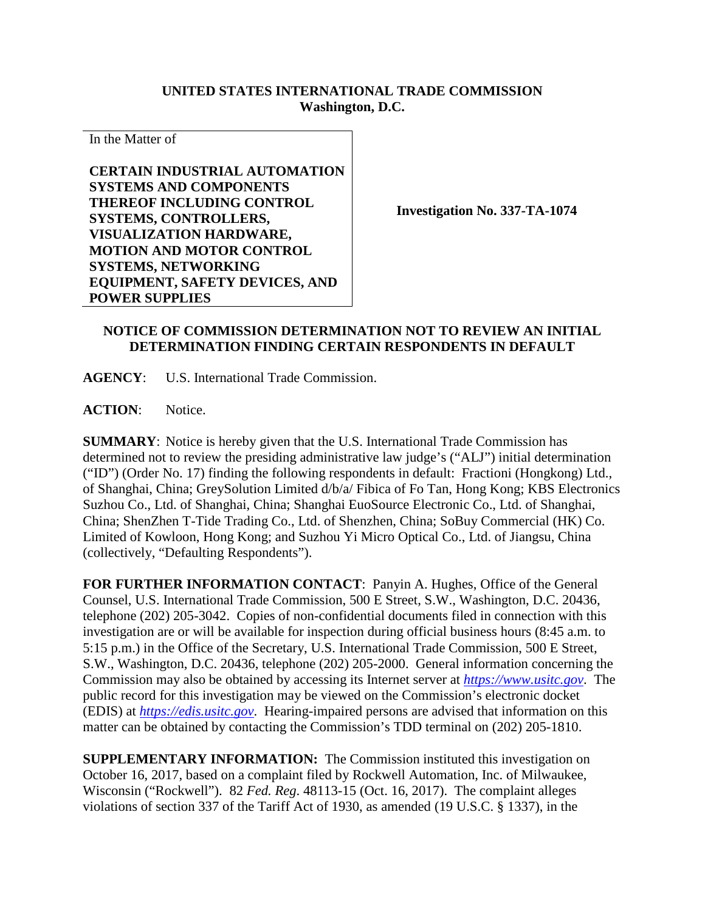**UNITED STATES INTERNATIONAL TRADE COMMISSION**
**Washington, D.C.**

In the Matter of

**CERTAIN INDUSTRIAL AUTOMATION SYSTEMS AND COMPONENTS THEREOF INCLUDING CONTROL SYSTEMS, CONTROLLERS, VISUALIZATION HARDWARE, MOTION AND MOTOR CONTROL SYSTEMS, NETWORKING EQUIPMENT, SAFETY DEVICES, AND POWER SUPPLIES**

**Investigation No. 337-TA-1074**

## NOTICE OF COMMISSION DETERMINATION NOT TO REVIEW AN INITIAL DETERMINATION FINDING CERTAIN RESPONDENTS IN DEFAULT

**AGENCY**: U.S. International Trade Commission.

**ACTION**: Notice.

**SUMMARY**: Notice is hereby given that the U.S. International Trade Commission has determined not to review the presiding administrative law judge's ("ALJ") initial determination ("ID") (Order No. 17) finding the following respondents in default: Fractioni (Hongkong) Ltd., of Shanghai, China; GreySolution Limited d/b/a/ Fibica of Fo Tan, Hong Kong; KBS Electronics Suzhou Co., Ltd. of Shanghai, China; Shanghai EuoSource Electronic Co., Ltd. of Shanghai, China; ShenZhen T-Tide Trading Co., Ltd. of Shenzhen, China; SoBuy Commercial (HK) Co. Limited of Kowloon, Hong Kong; and Suzhou Yi Micro Optical Co., Ltd. of Jiangsu, China (collectively, "Defaulting Respondents").

**FOR FURTHER INFORMATION CONTACT**: Panyin A. Hughes, Office of the General Counsel, U.S. International Trade Commission, 500 E Street, S.W., Washington, D.C. 20436, telephone (202) 205-3042. Copies of non-confidential documents filed in connection with this investigation are or will be available for inspection during official business hours (8:45 a.m. to 5:15 p.m.) in the Office of the Secretary, U.S. International Trade Commission, 500 E Street, S.W., Washington, D.C. 20436, telephone (202) 205-2000. General information concerning the Commission may also be obtained by accessing its Internet server at *https://www.usitc.gov*. The public record for this investigation may be viewed on the Commission's electronic docket (EDIS) at *https://edis.usitc.gov*. Hearing-impaired persons are advised that information on this matter can be obtained by contacting the Commission's TDD terminal on (202) 205-1810.

**SUPPLEMENTARY INFORMATION:** The Commission instituted this investigation on October 16, 2017, based on a complaint filed by Rockwell Automation, Inc. of Milwaukee, Wisconsin ("Rockwell"). 82 *Fed. Reg*. 48113-15 (Oct. 16, 2017). The complaint alleges violations of section 337 of the Tariff Act of 1930, as amended (19 U.S.C. § 1337), in the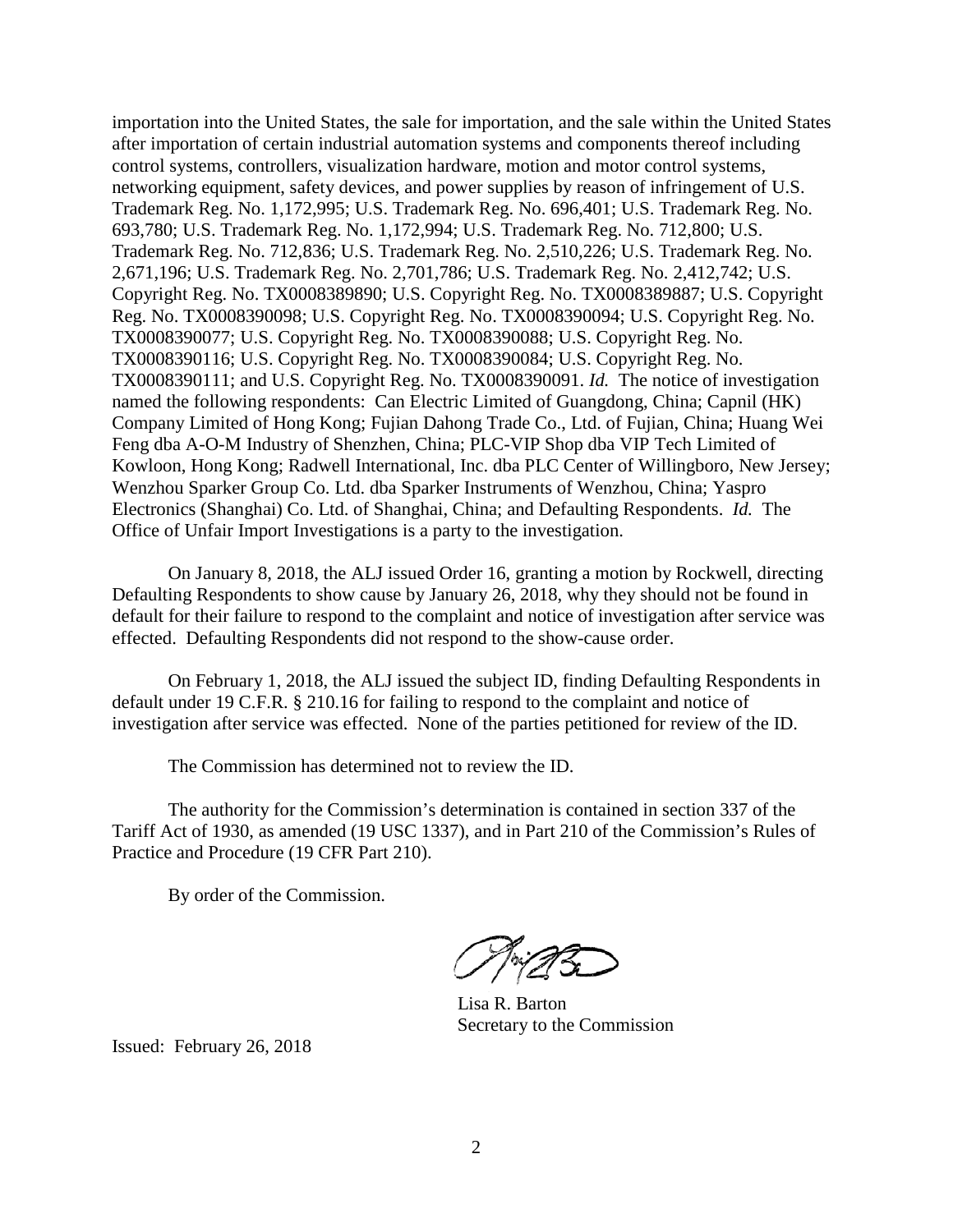importation into the United States, the sale for importation, and the sale within the United States after importation of certain industrial automation systems and components thereof including control systems, controllers, visualization hardware, motion and motor control systems, networking equipment, safety devices, and power supplies by reason of infringement of U.S. Trademark Reg. No. 1,172,995; U.S. Trademark Reg. No. 696,401; U.S. Trademark Reg. No. 693,780; U.S. Trademark Reg. No. 1,172,994; U.S. Trademark Reg. No. 712,800; U.S. Trademark Reg. No. 712,836; U.S. Trademark Reg. No. 2,510,226; U.S. Trademark Reg. No. 2,671,196; U.S. Trademark Reg. No. 2,701,786; U.S. Trademark Reg. No. 2,412,742; U.S. Copyright Reg. No. TX0008389890; U.S. Copyright Reg. No. TX0008389887; U.S. Copyright Reg. No. TX0008390098; U.S. Copyright Reg. No. TX0008390094; U.S. Copyright Reg. No. TX0008390077; U.S. Copyright Reg. No. TX0008390088; U.S. Copyright Reg. No. TX0008390116; U.S. Copyright Reg. No. TX0008390084; U.S. Copyright Reg. No. TX0008390111; and U.S. Copyright Reg. No. TX0008390091. *Id.* The notice of investigation named the following respondents: Can Electric Limited of Guangdong, China; Capnil (HK) Company Limited of Hong Kong; Fujian Dahong Trade Co., Ltd. of Fujian, China; Huang Wei Feng dba A-O-M Industry of Shenzhen, China; PLC-VIP Shop dba VIP Tech Limited of Kowloon, Hong Kong; Radwell International, Inc. dba PLC Center of Willingboro, New Jersey; Wenzhou Sparker Group Co. Ltd. dba Sparker Instruments of Wenzhou, China; Yaspro Electronics (Shanghai) Co. Ltd. of Shanghai, China; and Defaulting Respondents. *Id.* The Office of Unfair Import Investigations is a party to the investigation.

On January 8, 2018, the ALJ issued Order 16, granting a motion by Rockwell, directing Defaulting Respondents to show cause by January 26, 2018, why they should not be found in default for their failure to respond to the complaint and notice of investigation after service was effected. Defaulting Respondents did not respond to the show-cause order.

On February 1, 2018, the ALJ issued the subject ID, finding Defaulting Respondents in default under 19 C.F.R. § 210.16 for failing to respond to the complaint and notice of investigation after service was effected. None of the parties petitioned for review of the ID.

The Commission has determined not to review the ID.

The authority for the Commission's determination is contained in section 337 of the Tariff Act of 1930, as amended (19 USC 1337), and in Part 210 of the Commission's Rules of Practice and Procedure (19 CFR Part 210).

By order of the Commission.

Lisa R. Barton
Secretary to the Commission

Issued: February 26, 2018